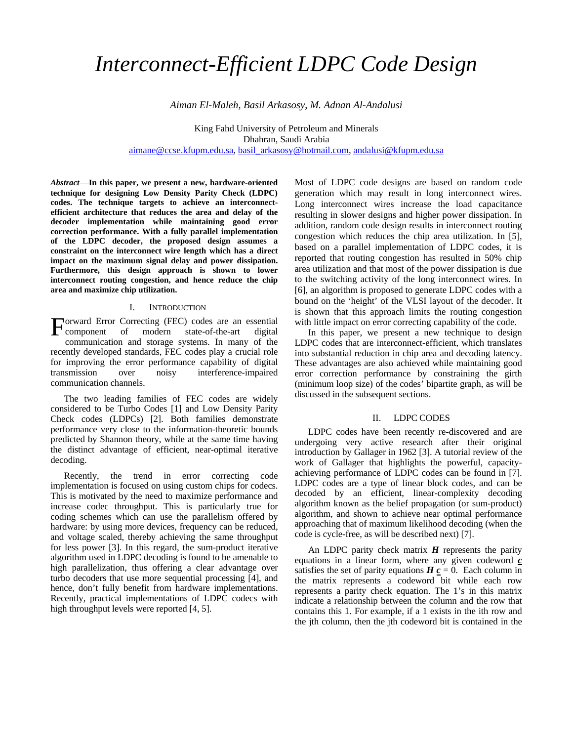# *Interconnect-Efficient LDPC Code Design*

*Aiman El-Maleh, Basil Arkasosy, M. Adnan Al-Andalusi*

King Fahd University of Petroleum and Minerals
Dhahran, Saudi Arabia
aimane@ccse.kfupm.edu.sa, basil_arkasosy@hotmail.com, andalusi@kfupm.edu.sa

***Abstract*—In this paper, we present a new, hardware-oriented technique for designing Low Density Parity Check (LDPC) codes. The technique targets to achieve an interconnect-efficient architecture that reduces the area and delay of the decoder implementation while maintaining good error correction performance. With a fully parallel implementation of the LDPC decoder, the proposed design assumes a constraint on the interconnect wire length which has a direct impact on the maximum signal delay and power dissipation. Furthermore, this design approach is shown to lower interconnect routing congestion, and hence reduce the chip area and maximize chip utilization.**

## I. Introduction

Forward Error Correcting (FEC) codes are an essential component of modern state-of-the-art digital communication and storage systems. In many of the recently developed standards, FEC codes play a crucial role for improving the error performance capability of digital transmission over noisy interference-impaired communication channels.

The two leading families of FEC codes are widely considered to be Turbo Codes [1] and Low Density Parity Check codes (LDPCs) [2]. Both families demonstrate performance very close to the information-theoretic bounds predicted by Shannon theory, while at the same time having the distinct advantage of efficient, near-optimal iterative decoding.

Recently, the trend in error correcting code implementation is focused on using custom chips for codecs. This is motivated by the need to maximize performance and increase codec throughput. This is particularly true for coding schemes which can use the parallelism offered by hardware: by using more devices, frequency can be reduced, and voltage scaled, thereby achieving the same throughput for less power [3]. In this regard, the sum-product iterative algorithm used in LDPC decoding is found to be amenable to high parallelization, thus offering a clear advantage over turbo decoders that use more sequential processing [4], and hence, don't fully benefit from hardware implementations. Recently, practical implementations of LDPC codecs with high throughput levels were reported [4, 5].

Most of LDPC code designs are based on random code generation which may result in long interconnect wires. Long interconnect wires increase the load capacitance resulting in slower designs and higher power dissipation. In addition, random code design results in interconnect routing congestion which reduces the chip area utilization. In [5], based on a parallel implementation of LDPC codes, it is reported that routing congestion has resulted in 50% chip area utilization and that most of the power dissipation is due to the switching activity of the long interconnect wires. In [6], an algorithm is proposed to generate LDPC codes with a bound on the 'height' of the VLSI layout of the decoder. It is shown that this approach limits the routing congestion with little impact on error correcting capability of the code.

In this paper, we present a new technique to design LDPC codes that are interconnect-efficient, which translates into substantial reduction in chip area and decoding latency. These advantages are also achieved while maintaining good error correction performance by constraining the girth (minimum loop size) of the codes' bipartite graph, as will be discussed in the subsequent sections.

## II. LDPC Codes

LDPC codes have been recently re-discovered and are undergoing very active research after their original introduction by Gallager in 1962 [3]. A tutorial review of the work of Gallager that highlights the powerful, capacity-achieving performance of LDPC codes can be found in [7]. LDPC codes are a type of linear block codes, and can be decoded by an efficient, linear-complexity decoding algorithm known as the belief propagation (or sum-product) algorithm, and shown to achieve near optimal performance approaching that of maximum likelihood decoding (when the code is cycle-free, as will be described next) [7].

An LDPC parity check matrix $\boldsymbol{H}$ represents the parity equations in a linear form, where any given codeword $\underline{\boldsymbol{c}}$ satisfies the set of parity equations $\boldsymbol{H}\,\underline{\boldsymbol{c}} = 0$. Each column in the matrix represents a codeword bit while each row represents a parity check equation. The 1's in this matrix indicate a relationship between the column and the row that contains this 1. For example, if a 1 exists in the ith row and the jth column, then the jth codeword bit is contained in the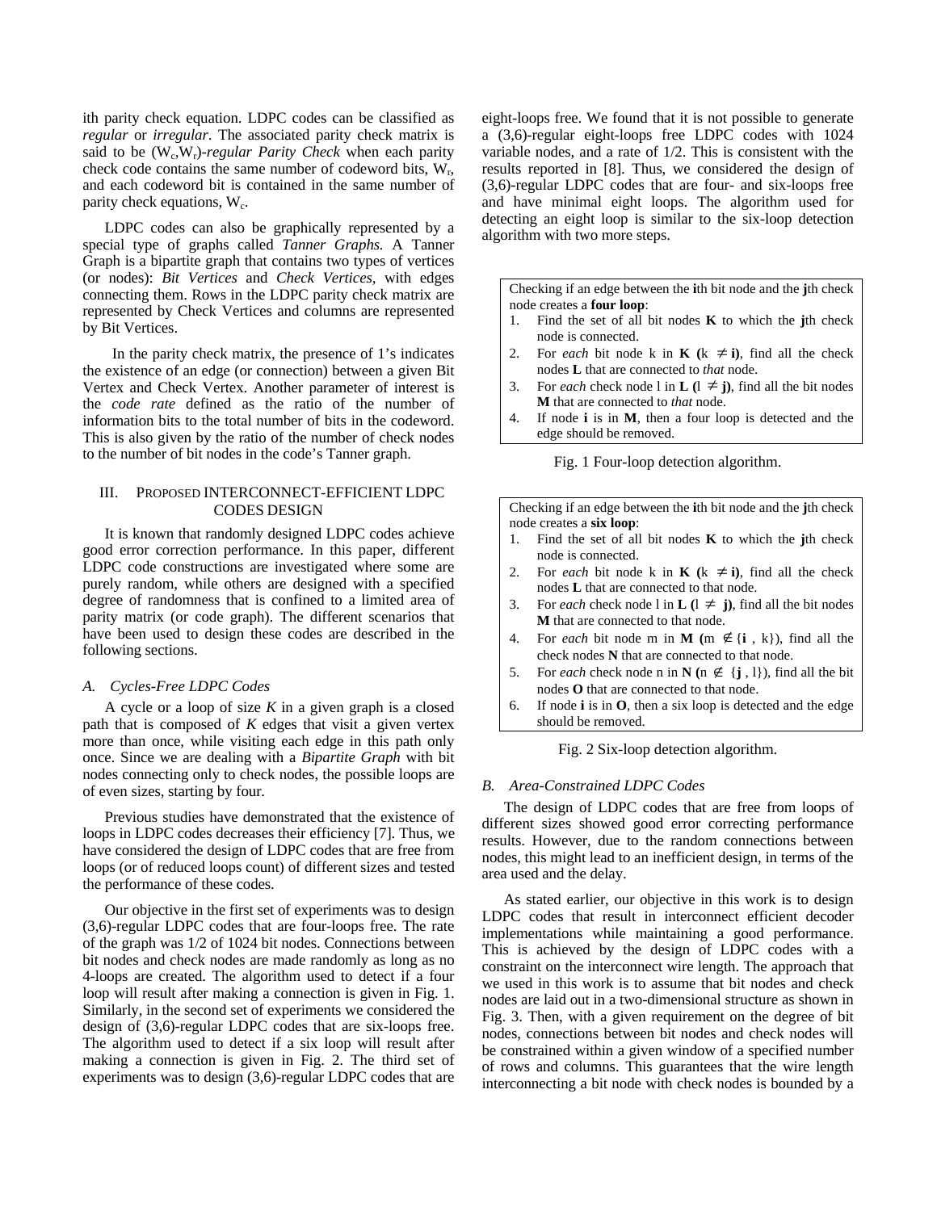ith parity check equation. LDPC codes can be classified as *regular* or *irregular*. The associated parity check matrix is said to be ($W_c$,$W_r$)-*regular Parity Check* when each parity check code contains the same number of codeword bits, $W_r$, and each codeword bit is contained in the same number of parity check equations, $W_c$.

LDPC codes can also be graphically represented by a special type of graphs called *Tanner Graphs.* A Tanner Graph is a bipartite graph that contains two types of vertices (or nodes): *Bit Vertices* and *Check Vertices*, with edges connecting them. Rows in the LDPC parity check matrix are represented by Check Vertices and columns are represented by Bit Vertices.

In the parity check matrix, the presence of 1's indicates the existence of an edge (or connection) between a given Bit Vertex and Check Vertex. Another parameter of interest is the *code rate* defined as the ratio of the number of information bits to the total number of bits in the codeword. This is also given by the ratio of the number of check nodes to the number of bit nodes in the code's Tanner graph.

## III. Proposed Interconnect-Efficient LDPC Codes Design

It is known that randomly designed LDPC codes achieve good error correction performance. In this paper, different LDPC code constructions are investigated where some are purely random, while others are designed with a specified degree of randomness that is confined to a limited area of parity matrix (or code graph). The different scenarios that have been used to design these codes are described in the following sections.

### *A. Cycles-Free LDPC Codes*

A cycle or a loop of size *K* in a given graph is a closed path that is composed of *K* edges that visit a given vertex more than once, while visiting each edge in this path only once. Since we are dealing with a *Bipartite Graph* with bit nodes connecting only to check nodes, the possible loops are of even sizes, starting by four.

Previous studies have demonstrated that the existence of loops in LDPC codes decreases their efficiency [7]. Thus, we have considered the design of LDPC codes that are free from loops (or of reduced loops count) of different sizes and tested the performance of these codes.

Our objective in the first set of experiments was to design (3,6)-regular LDPC codes that are four-loops free. The rate of the graph was 1/2 of 1024 bit nodes. Connections between bit nodes and check nodes are made randomly as long as no 4-loops are created. The algorithm used to detect if a four loop will result after making a connection is given in Fig. 1. Similarly, in the second set of experiments we considered the design of (3,6)-regular LDPC codes that are six-loops free. The algorithm used to detect if a six loop will result after making a connection is given in Fig. 2. The third set of experiments was to design (3,6)-regular LDPC codes that are eight-loops free. We found that it is not possible to generate a (3,6)-regular eight-loops free LDPC codes with 1024 variable nodes, and a rate of 1/2. This is consistent with the results reported in [8]. Thus, we considered the design of (3,6)-regular LDPC codes that are four- and six-loops free and have minimal eight loops. The algorithm used for detecting an eight loop is similar to the six-loop detection algorithm with two more steps.

Checking if an edge between the **i**th bit node and the **j**th check node creates a **four loop**:

1. Find the set of all bit nodes **K** to which the **j**th check node is connected.
2. For *each* bit node k in **K** (k $\neq$ **i**), find all the check nodes **L** that are connected to *that* node.
3. For *each* check node l in **L** (l $\neq$ **j**), find all the bit nodes **M** that are connected to *that* node.
4. If node **i** is in **M**, then a four loop is detected and the edge should be removed.

Fig. 1 Four-loop detection algorithm.

Checking if an edge between the **i**th bit node and the **j**th check node creates a **six loop**:

1. Find the set of all bit nodes **K** to which the **j**th check node is connected.
2. For *each* bit node k in **K** (k $\neq$ **i**), find all the check nodes **L** that are connected to that node.
3. For *each* check node l in **L** (l $\neq$ **j**), find all the bit nodes **M** that are connected to that node.
4. For *each* bit node m in **M** (m $\notin$ {**i** , k}), find all the check nodes **N** that are connected to that node.
5. For *each* check node n in **N** (n $\notin$ {**j** , l}), find all the bit nodes **O** that are connected to that node.
6. If node **i** is in **O**, then a six loop is detected and the edge should be removed.

Fig. 2 Six-loop detection algorithm.

### *B. Area-Constrained LDPC Codes*

The design of LDPC codes that are free from loops of different sizes showed good error correcting performance results. However, due to the random connections between nodes, this might lead to an inefficient design, in terms of the area used and the delay.

As stated earlier, our objective in this work is to design LDPC codes that result in interconnect efficient decoder implementations while maintaining a good performance. This is achieved by the design of LDPC codes with a constraint on the interconnect wire length. The approach that we used in this work is to assume that bit nodes and check nodes are laid out in a two-dimensional structure as shown in Fig. 3. Then, with a given requirement on the degree of bit nodes, connections between bit nodes and check nodes will be constrained within a given window of a specified number of rows and columns. This guarantees that the wire length interconnecting a bit node with check nodes is bounded by a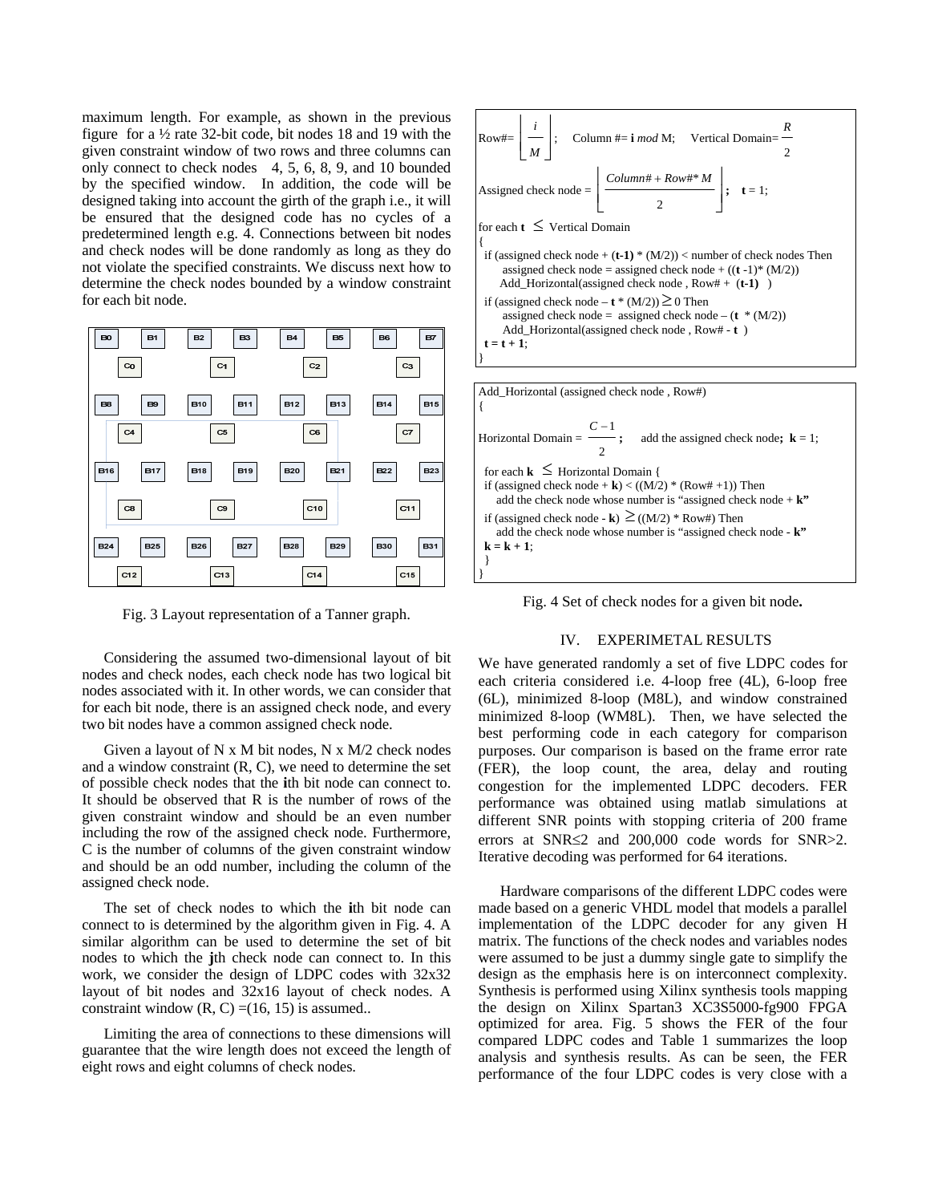maximum length. For example, as shown in the previous figure for a ½ rate 32-bit code, bit nodes 18 and 19 with the given constraint window of two rows and three columns can only connect to check nodes 4, 5, 6, 8, 9, and 10 bounded by the specified window. In addition, the code will be designed taking into account the girth of the graph i.e., it will be ensured that the designed code has no cycles of a predetermined length e.g. 4. Connections between bit nodes and check nodes will be done randomly as long as they do not violate the specified constraints. We discuss next how to determine the check nodes bounded by a window constraint for each bit node.

| B0 | | B1 | | B2 | | B3 | | B4 | | B5 | | B6 | | B7 |
|---|---|---|---|---|---|---|---|---|---|---|---|---|---|---|
| | C0 | | | | C1 | | | | C2 | | | | C3 | |
| B8 | | B9 | | B10 | | B11 | | B12 | | B13 | | B14 | | B15 |
| | C4 | | | | C5 | | | | C6 | | | | C7 | |
| B16 | | B17 | | B18 | | B19 | | B20 | | B21 | | B22 | | B23 |
| | C8 | | | | C9 | | | | C10 | | | | C11 | |
| B24 | | B25 | | B26 | | B27 | | B28 | | B29 | | B30 | | B31 |
| | C12 | | | | C13 | | | | C14 | | | | C15 | |

Fig. 3 Layout representation of a Tanner graph.

Considering the assumed two-dimensional layout of bit nodes and check nodes, each check node has two logical bit nodes associated with it. In other words, we can consider that for each bit node, there is an assigned check node, and every two bit nodes have a common assigned check node.

Given a layout of N x M bit nodes, N x M/2 check nodes and a window constraint (R, C), we need to determine the set of possible check nodes that the **i**th bit node can connect to. It should be observed that R is the number of rows of the given constraint window and should be an even number including the row of the assigned check node. Furthermore, C is the number of columns of the given constraint window and should be an odd number, including the column of the assigned check node.

The set of check nodes to which the **i**th bit node can connect to is determined by the algorithm given in Fig. 4. A similar algorithm can be used to determine the set of bit nodes to which the **j**th check node can connect to. In this work, we consider the design of LDPC codes with 32x32 layout of bit nodes and 32x16 layout of check nodes. A constraint window (R, C) =(16, 15) is assumed..

Limiting the area of connections to these dimensions will guarantee that the wire length does not exceed the length of eight rows and eight columns of check nodes.

```
Row# = ⌊ i / M ⌋;    Column # = i mod M;    Vertical Domain = R / 2

Assigned check node = ⌊ (Column# + Row# * M) / 2 ⌋;    t = 1;

for each t ≤ Vertical Domain
{
 if (assigned check node + (t-1) * (M/2)) < number of check nodes Then
     assigned check node = assigned check node + ((t -1)* (M/2))
     Add_Horizontal(assigned check node , Row# + (t-1) )
 if (assigned check node – t * (M/2)) ≥ 0 Then
     assigned check node = assigned check node – (t * (M/2))
     Add_Horizontal(assigned check node , Row# - t )
 t = t + 1;
}
```

```
Add_Horizontal (assigned check node , Row#)
{
Horizontal Domain = (C – 1) / 2 ;    add the assigned check node; k = 1;

 for each k ≤ Horizontal Domain {
 if (assigned check node + k) < ((M/2) * (Row# +1)) Then
    add the check node whose number is "assigned check node + k"
 if (assigned check node - k) ≥ ((M/2) * Row#) Then
    add the check node whose number is "assigned check node - k"
 k = k + 1;
 }
}
```

Fig. 4 Set of check nodes for a given bit node.

## IV. EXPERIMETAL RESULTS

We have generated randomly a set of five LDPC codes for each criteria considered i.e. 4-loop free (4L), 6-loop free (6L), minimized 8-loop (M8L), and window constrained minimized 8-loop (WM8L). Then, we have selected the best performing code in each category for comparison purposes. Our comparison is based on the frame error rate (FER), the loop count, the area, delay and routing congestion for the implemented LDPC decoders. FER performance was obtained using matlab simulations at different SNR points with stopping criteria of 200 frame errors at SNR≤2 and 200,000 code words for SNR>2. Iterative decoding was performed for 64 iterations.

Hardware comparisons of the different LDPC codes were made based on a generic VHDL model that models a parallel implementation of the LDPC decoder for any given H matrix. The functions of the check nodes and variables nodes were assumed to be just a dummy single gate to simplify the design as the emphasis here is on interconnect complexity. Synthesis is performed using Xilinx synthesis tools mapping the design on Xilinx Spartan3 XC3S5000-fg900 FPGA optimized for area. Fig. 5 shows the FER of the four compared LDPC codes and Table 1 summarizes the loop analysis and synthesis results. As can be seen, the FER performance of the four LDPC codes is very close with a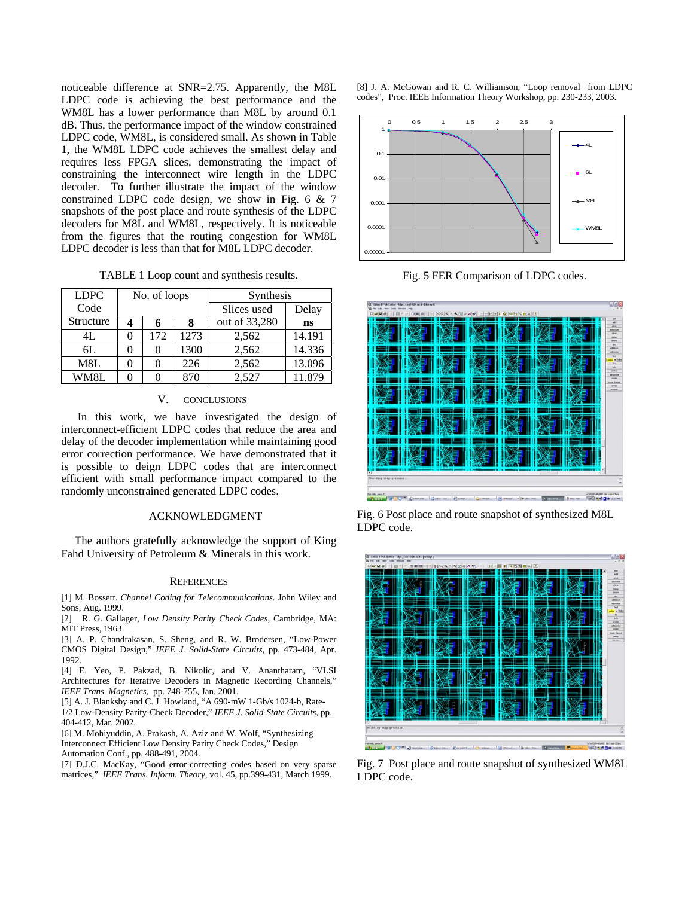noticeable difference at SNR=2.75. Apparently, the M8L LDPC code is achieving the best performance and the WM8L has a lower performance than M8L by around 0.1 dB. Thus, the performance impact of the window constrained LDPC code, WM8L, is considered small. As shown in Table 1, the WM8L LDPC code achieves the smallest delay and requires less FPGA slices, demonstrating the impact of constraining the interconnect wire length in the LDPC decoder. To further illustrate the impact of the window constrained LDPC code design, we show in Fig. 6 & 7 snapshots of the post place and route synthesis of the LDPC decoders for M8L and WM8L, respectively. It is noticeable from the figures that the routing congestion for WM8L LDPC decoder is less than that for M8L LDPC decoder.

TABLE 1 Loop count and synthesis results.

| LDPC Code Structure | No. of loops | | | Synthesis | |
|---|---|---|---|---|---|
| | 4 | 6 | 8 | Slices used out of 33,280 | Delay ns |
| 4L | 0 | 172 | 1273 | 2,562 | 14.191 |
| 6L | 0 | 0 | 1300 | 2,562 | 14.336 |
| M8L | 0 | 0 | 226 | 2,562 | 13.096 |
| WM8L | 0 | 0 | 870 | 2,527 | 11.879 |

## V. CONCLUSIONS

In this work, we have investigated the design of interconnect-efficient LDPC codes that reduce the area and delay of the decoder implementation while maintaining good error correction performance. We have demonstrated that it is possible to deign LDPC codes that are interconnect efficient with small performance impact compared to the randomly unconstrained generated LDPC codes.

## ACKNOWLEDGMENT

The authors gratefully acknowledge the support of King Fahd University of Petroleum & Minerals in this work.

## REFERENCES

[1] M. Bossert. *Channel Coding for Telecommunications.* John Wiley and Sons, Aug. 1999.

[2] R. G. Gallager, *Low Density Parity Check Codes*, Cambridge, MA: MIT Press, 1963

[3] A. P. Chandrakasan, S. Sheng, and R. W. Brodersen, "Low-Power CMOS Digital Design," *IEEE J. Solid-State Circuits*, pp. 473-484, Apr. 1992.

[4] E. Yeo, P. Pakzad, B. Nikolic, and V. Anantharam, "VLSI Architectures for Iterative Decoders in Magnetic Recording Channels," *IEEE Trans. Magnetics*, pp. 748-755, Jan. 2001.

[5] A. J. Blanksby and C. J. Howland, "A 690-mW 1-Gb/s 1024-b, Rate-1/2 Low-Density Parity-Check Decoder," *IEEE J. Solid-State Circuits*, pp. 404-412, Mar. 2002.

[6] M. Mohiyuddin, A. Prakash, A. Aziz and W. Wolf, "Synthesizing Interconnect Efficient Low Density Parity Check Codes," Design Automation Conf., pp. 488-491, 2004.

[7] D.J.C. MacKay, "Good error-correcting codes based on very sparse matrices," *IEEE Trans. Inform. Theory*, vol. 45, pp.399-431, March 1999.

[8] J. A. McGowan and R. C. Williamson, "Loop removal from LDPC codes", Proc. IEEE Information Theory Workshop, pp. 230-233, 2003.

0
0.5
1
1.5
2
2.5
3
1
0.1
0.01
0.001
0.0001
0.00001
4L
6L
M8L
WM8L

Fig. 5 FER Comparison of LDPC codes.

Fig. 6 Post place and route snapshot of synthesized M8L LDPC code.

Fig. 7 Post place and route snapshot of synthesized WM8L LDPC code.